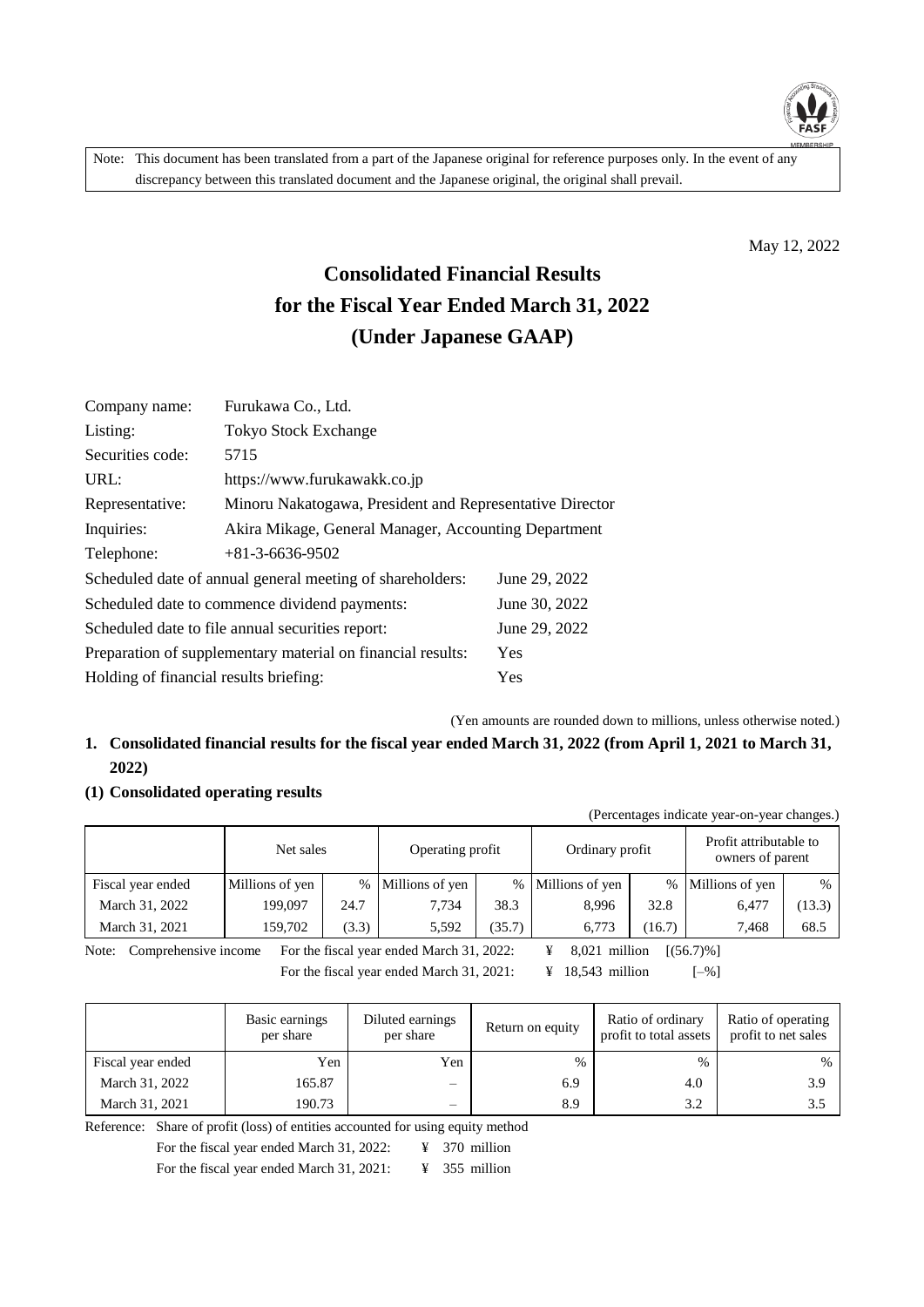Note: This document has been translated from a part of the Japanese original for reference purposes only. In the event of any discrepancy between this translated document and the Japanese original, the original shall prevail.

May 12, 2022

# Consolidated Financial Results for the Fiscal Year Ended March 31, 2022 (Under Japanese GAAP)

| | |
|---|---|
| Company name: | Furukawa Co., Ltd. |
| Listing: | Tokyo Stock Exchange |
| Securities code: | 5715 |
| URL: | https://www.furukawakk.co.jp |
| Representative: | Minoru Nakatogawa, President and Representative Director |
| Inquiries: | Akira Mikage, General Manager, Accounting Department |
| Telephone: | +81-3-6636-9502 |

| | |
|---|---|
| Scheduled date of annual general meeting of shareholders: | June 29, 2022 |
| Scheduled date to commence dividend payments: | June 30, 2022 |
| Scheduled date to file annual securities report: | June 29, 2022 |
| Preparation of supplementary material on financial results: | Yes |
| Holding of financial results briefing: | Yes |

(Yen amounts are rounded down to millions, unless otherwise noted.)

## 1. Consolidated financial results for the fiscal year ended March 31, 2022 (from April 1, 2021 to March 31, 2022)

### (1) Consolidated operating results

(Percentages indicate year-on-year changes.)

| | Net sales | | Operating profit | | Ordinary profit | | Profit attributable to owners of parent | |
|---|---|---|---|---|---|---|---|---|
| Fiscal year ended | Millions of yen | % | Millions of yen | % | Millions of yen | % | Millions of yen | % |
| March 31, 2022 | 199,097 | 24.7 | 7,734 | 38.3 | 8,996 | 32.8 | 6,477 | (13.3) |
| March 31, 2021 | 159,702 | (3.3) | 5,592 | (35.7) | 6,773 | (16.7) | 7,468 | 68.5 |

Note: Comprehensive income For the fiscal year ended March 31, 2022: ¥ 8,021 million [(56.7)%]
For the fiscal year ended March 31, 2021: ¥ 18,543 million [–%]

| | Basic earnings per share | Diluted earnings per share | Return on equity | Ratio of ordinary profit to total assets | Ratio of operating profit to net sales |
|---|---|---|---|---|---|
| Fiscal year ended | Yen | Yen | % | % | % |
| March 31, 2022 | 165.87 | – | 6.9 | 4.0 | 3.9 |
| March 31, 2021 | 190.73 | – | 8.9 | 3.2 | 3.5 |

Reference: Share of profit (loss) of entities accounted for using equity method
For the fiscal year ended March 31, 2022: ¥ 370 million
For the fiscal year ended March 31, 2021: ¥ 355 million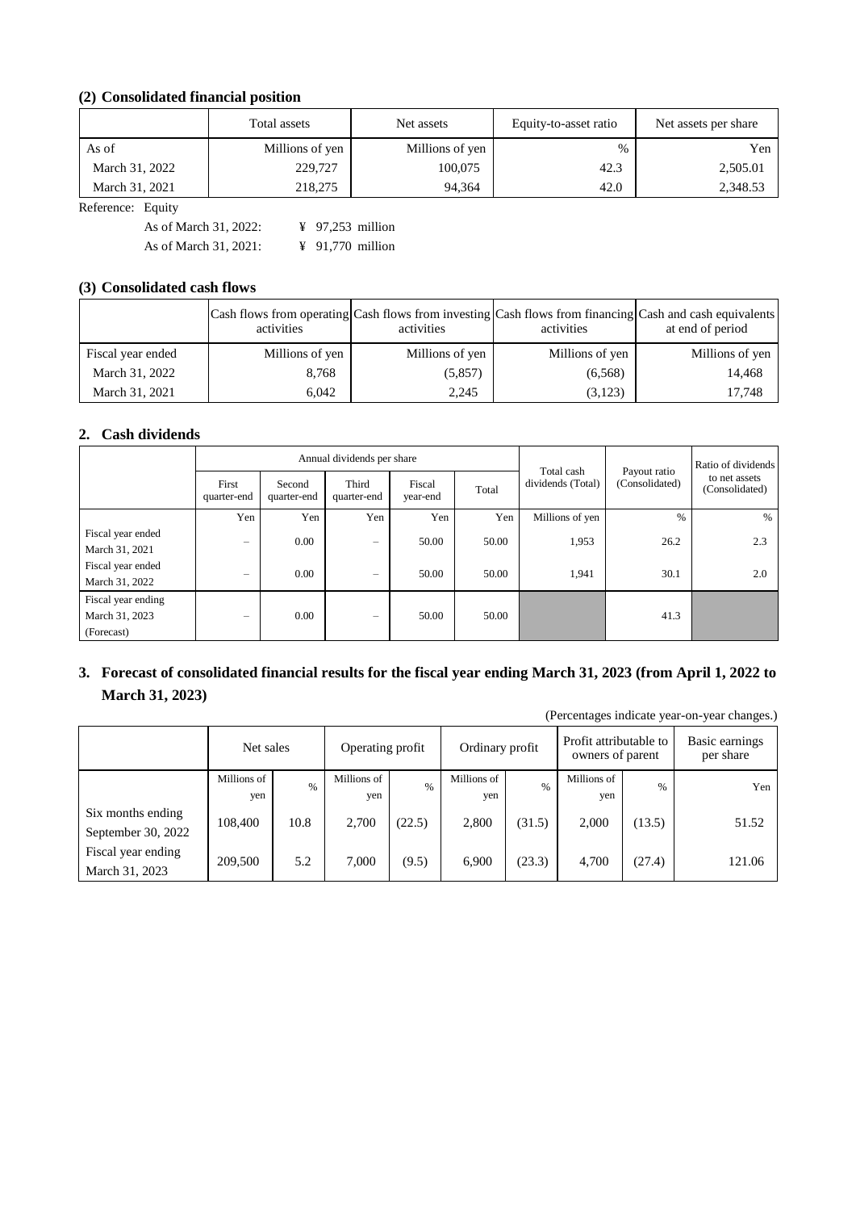### (2) Consolidated financial position

| | Total assets | Net assets | Equity-to-asset ratio | Net assets per share |
|---|---|---|---|---|
| As of | Millions of yen | Millions of yen | % | Yen |
| March 31, 2022 | 229,727 | 100,075 | 42.3 | 2,505.01 |
| March 31, 2021 | 218,275 | 94,364 | 42.0 | 2,348.53 |

Reference: Equity

As of March 31, 2022: ¥ 97,253 million

As of March 31, 2021: ¥ 91,770 million

### (3) Consolidated cash flows

| | Cash flows from operating activities | Cash flows from investing activities | Cash flows from financing activities | Cash and cash equivalents at end of period |
|---|---|---|---|---|
| Fiscal year ended | Millions of yen | Millions of yen | Millions of yen | Millions of yen |
| March 31, 2022 | 8,768 | (5,857) | (6,568) | 14,468 |
| March 31, 2021 | 6,042 | 2,245 | (3,123) | 17,748 |

## 2. Cash dividends

| | Annual dividends per share | | | | | Total cash dividends (Total) | Payout ratio (Consolidated) | Ratio of dividends to net assets (Consolidated) |
|---|---|---|---|---|---|---|---|---|
| | First quarter-end | Second quarter-end | Third quarter-end | Fiscal year-end | Total | | | |
| | Yen | Yen | Yen | Yen | Yen | Millions of yen | % | % |
| Fiscal year ended March 31, 2021 | – | 0.00 | – | 50.00 | 50.00 | 1,953 | 26.2 | 2.3 |
| Fiscal year ended March 31, 2022 | – | 0.00 | – | 50.00 | 50.00 | 1,941 | 30.1 | 2.0 |
| Fiscal year ending March 31, 2023 (Forecast) | – | 0.00 | – | 50.00 | 50.00 | | 41.3 | |

## 3. Forecast of consolidated financial results for the fiscal year ending March 31, 2023 (from April 1, 2022 to March 31, 2023)

(Percentages indicate year-on-year changes.)

| | Net sales | | Operating profit | | Ordinary profit | | Profit attributable to owners of parent | | Basic earnings per share |
|---|---|---|---|---|---|---|---|---|---|
| | Millions of yen | % | Millions of yen | % | Millions of yen | % | Millions of yen | % | Yen |
| Six months ending September 30, 2022 | 108,400 | 10.8 | 2,700 | (22.5) | 2,800 | (31.5) | 2,000 | (13.5) | 51.52 |
| Fiscal year ending March 31, 2023 | 209,500 | 5.2 | 7,000 | (9.5) | 6,900 | (23.3) | 4,700 | (27.4) | 121.06 |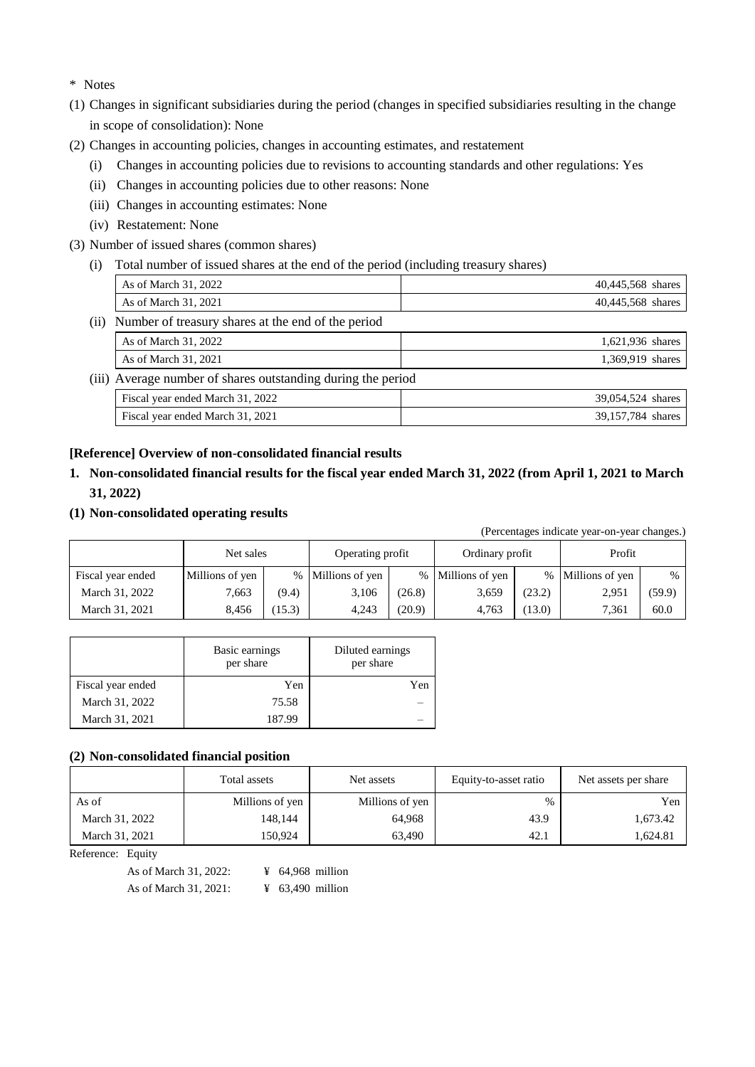\* Notes

(1) Changes in significant subsidiaries during the period (changes in specified subsidiaries resulting in the change in scope of consolidation): None

(2) Changes in accounting policies, changes in accounting estimates, and restatement

(i) Changes in accounting policies due to revisions to accounting standards and other regulations: Yes

(ii) Changes in accounting policies due to other reasons: None

(iii) Changes in accounting estimates: None

(iv) Restatement: None

(3) Number of issued shares (common shares)

(i) Total number of issued shares at the end of the period (including treasury shares)

| | |
|---|---|
| As of March 31, 2022 | 40,445,568 shares |
| As of March 31, 2021 | 40,445,568 shares |

(ii) Number of treasury shares at the end of the period

| | |
|---|---|
| As of March 31, 2022 | 1,621,936 shares |
| As of March 31, 2021 | 1,369,919 shares |

(iii) Average number of shares outstanding during the period

| | |
|---|---|
| Fiscal year ended March 31, 2022 | 39,054,524 shares |
| Fiscal year ended March 31, 2021 | 39,157,784 shares |

**[Reference] Overview of non-consolidated financial results**

**1. Non-consolidated financial results for the fiscal year ended March 31, 2022 (from April 1, 2021 to March 31, 2022)**

**(1) Non-consolidated operating results**

(Percentages indicate year-on-year changes.)

| | Net sales | | Operating profit | | Ordinary profit | | Profit | |
|---|---|---|---|---|---|---|---|---|
| Fiscal year ended | Millions of yen | % | Millions of yen | % | Millions of yen | % | Millions of yen | % |
| March 31, 2022 | 7,663 | (9.4) | 3,106 | (26.8) | 3,659 | (23.2) | 2,951 | (59.9) |
| March 31, 2021 | 8,456 | (15.3) | 4,243 | (20.9) | 4,763 | (13.0) | 7,361 | 60.0 |

| | Basic earnings per share | Diluted earnings per share |
|---|---|---|
| Fiscal year ended | Yen | Yen |
| March 31, 2022 | 75.58 | – |
| March 31, 2021 | 187.99 | – |

**(2) Non-consolidated financial position**

| | Total assets | Net assets | Equity-to-asset ratio | Net assets per share |
|---|---|---|---|---|
| As of | Millions of yen | Millions of yen | % | Yen |
| March 31, 2022 | 148,144 | 64,968 | 43.9 | 1,673.42 |
| March 31, 2021 | 150,924 | 63,490 | 42.1 | 1,624.81 |

Reference: Equity

As of March 31, 2022: ¥ 64,968 million

As of March 31, 2021: ¥ 63,490 million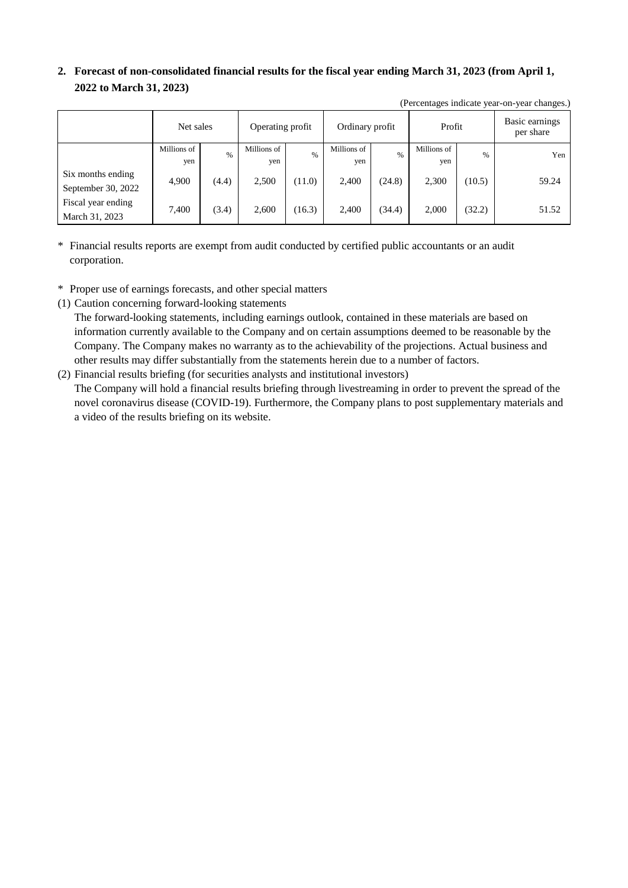## 2. Forecast of non-consolidated financial results for the fiscal year ending March 31, 2023 (from April 1, 2022 to March 31, 2023)

(Percentages indicate year-on-year changes.)

| | Net sales | | Operating profit | | Ordinary profit | | Profit | | Basic earnings per share |
|---|---|---|---|---|---|---|---|---|---|
| | Millions of yen | % | Millions of yen | % | Millions of yen | % | Millions of yen | % | Yen |
| Six months ending September 30, 2022 | 4,900 | (4.4) | 2,500 | (11.0) | 2,400 | (24.8) | 2,300 | (10.5) | 59.24 |
| Fiscal year ending March 31, 2023 | 7,400 | (3.4) | 2,600 | (16.3) | 2,400 | (34.4) | 2,000 | (32.2) | 51.52 |

\* Financial results reports are exempt from audit conducted by certified public accountants or an audit corporation.

\* Proper use of earnings forecasts, and other special matters

(1) Caution concerning forward-looking statements

The forward-looking statements, including earnings outlook, contained in these materials are based on information currently available to the Company and on certain assumptions deemed to be reasonable by the Company. The Company makes no warranty as to the achievability of the projections. Actual business and other results may differ substantially from the statements herein due to a number of factors.

(2) Financial results briefing (for securities analysts and institutional investors)

The Company will hold a financial results briefing through livestreaming in order to prevent the spread of the novel coronavirus disease (COVID-19). Furthermore, the Company plans to post supplementary materials and a video of the results briefing on its website.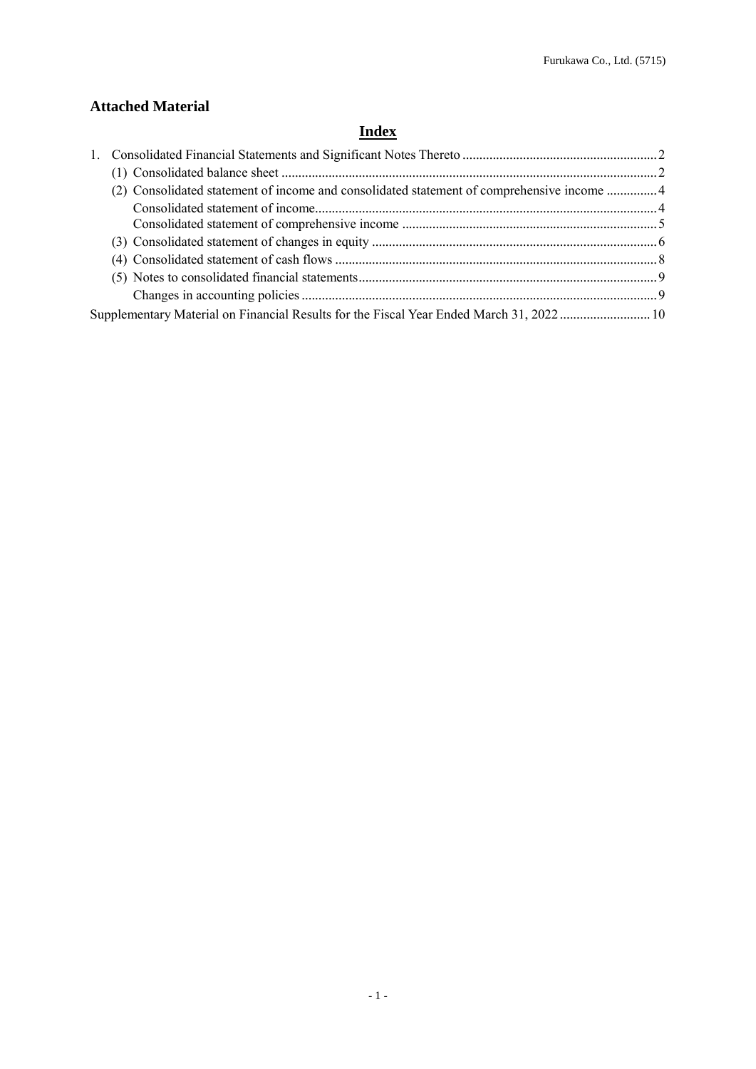## Attached Material

# Index

1. Consolidated Financial Statements and Significant Notes Thereto .......................................................... 2
   - (1) Consolidated balance sheet ............................................................................................................... 2
   - (2) Consolidated statement of income and consolidated statement of comprehensive income ............... 4
     - Consolidated statement of income..................................................................................................... 4
     - Consolidated statement of comprehensive income ............................................................................ 5
   - (3) Consolidated statement of changes in equity ..................................................................................... 6
   - (4) Consolidated statement of cash flows ................................................................................................ 8
   - (5) Notes to consolidated financial statements......................................................................................... 9
     - Changes in accounting policies .......................................................................................................... 9

Supplementary Material on Financial Results for the Fiscal Year Ended March 31, 2022 ........................... 10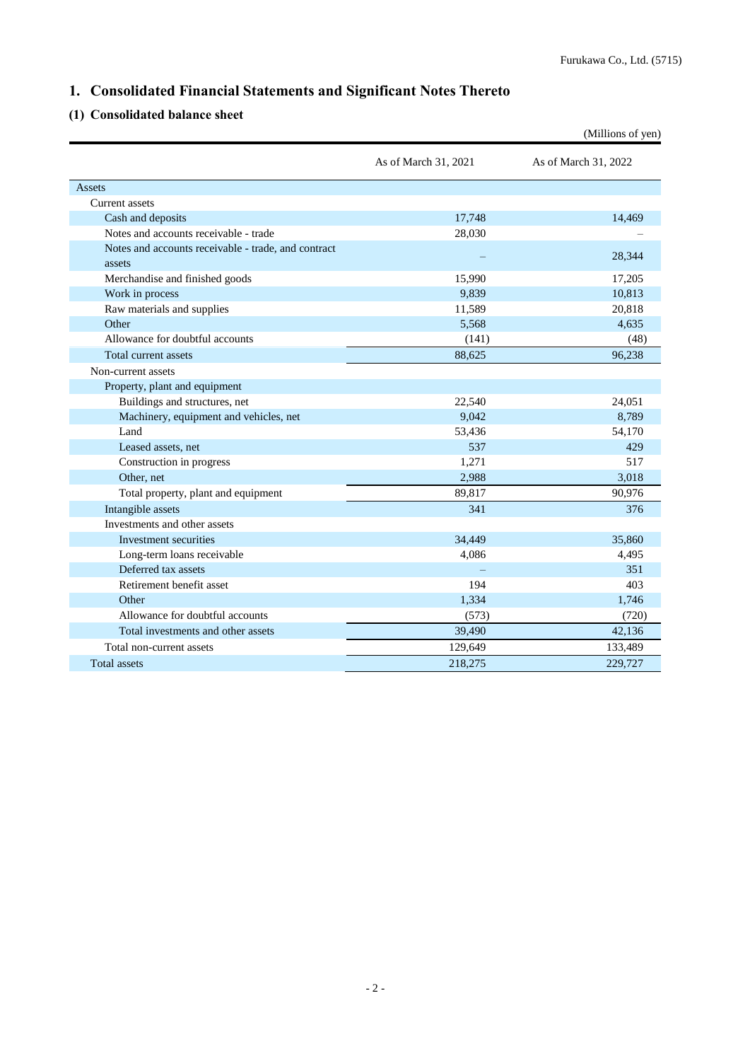# 1. Consolidated Financial Statements and Significant Notes Thereto

## (1) Consolidated balance sheet

(Millions of yen)

| | As of March 31, 2021 | As of March 31, 2022 |
|---|---|---|
| Assets | | |
| Current assets | | |
| Cash and deposits | 17,748 | 14,469 |
| Notes and accounts receivable - trade | 28,030 | – |
| Notes and accounts receivable - trade, and contract assets | – | 28,344 |
| Merchandise and finished goods | 15,990 | 17,205 |
| Work in process | 9,839 | 10,813 |
| Raw materials and supplies | 11,589 | 20,818 |
| Other | 5,568 | 4,635 |
| Allowance for doubtful accounts | (141) | (48) |
| Total current assets | 88,625 | 96,238 |
| Non-current assets | | |
| Property, plant and equipment | | |
| Buildings and structures, net | 22,540 | 24,051 |
| Machinery, equipment and vehicles, net | 9,042 | 8,789 |
| Land | 53,436 | 54,170 |
| Leased assets, net | 537 | 429 |
| Construction in progress | 1,271 | 517 |
| Other, net | 2,988 | 3,018 |
| Total property, plant and equipment | 89,817 | 90,976 |
| Intangible assets | 341 | 376 |
| Investments and other assets | | |
| Investment securities | 34,449 | 35,860 |
| Long-term loans receivable | 4,086 | 4,495 |
| Deferred tax assets | – | 351 |
| Retirement benefit asset | 194 | 403 |
| Other | 1,334 | 1,746 |
| Allowance for doubtful accounts | (573) | (720) |
| Total investments and other assets | 39,490 | 42,136 |
| Total non-current assets | 129,649 | 133,489 |
| Total assets | 218,275 | 229,727 |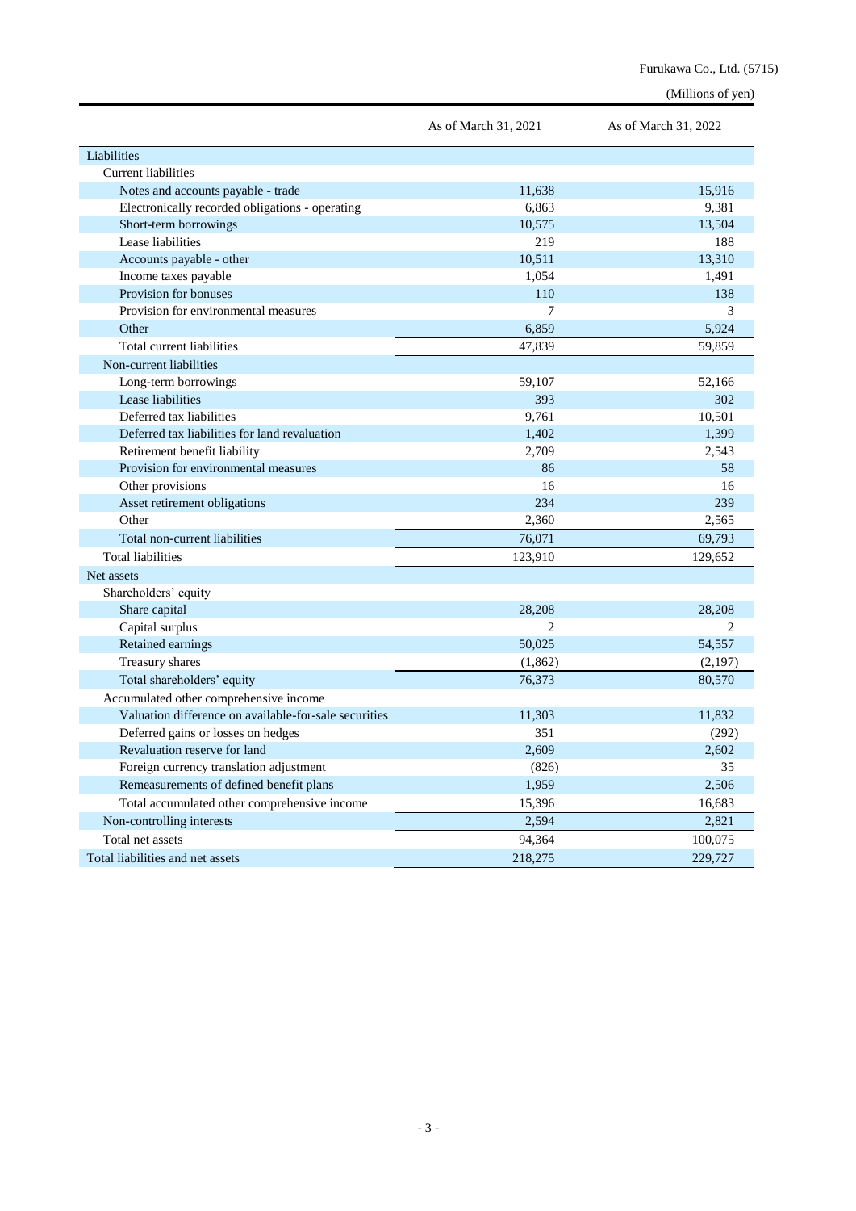(Millions of yen)

| | As of March 31, 2021 | As of March 31, 2022 |
|---|---|---|
| Liabilities | | |
| Current liabilities | | |
| Notes and accounts payable - trade | 11,638 | 15,916 |
| Electronically recorded obligations - operating | 6,863 | 9,381 |
| Short-term borrowings | 10,575 | 13,504 |
| Lease liabilities | 219 | 188 |
| Accounts payable - other | 10,511 | 13,310 |
| Income taxes payable | 1,054 | 1,491 |
| Provision for bonuses | 110 | 138 |
| Provision for environmental measures | 7 | 3 |
| Other | 6,859 | 5,924 |
| Total current liabilities | 47,839 | 59,859 |
| Non-current liabilities | | |
| Long-term borrowings | 59,107 | 52,166 |
| Lease liabilities | 393 | 302 |
| Deferred tax liabilities | 9,761 | 10,501 |
| Deferred tax liabilities for land revaluation | 1,402 | 1,399 |
| Retirement benefit liability | 2,709 | 2,543 |
| Provision for environmental measures | 86 | 58 |
| Other provisions | 16 | 16 |
| Asset retirement obligations | 234 | 239 |
| Other | 2,360 | 2,565 |
| Total non-current liabilities | 76,071 | 69,793 |
| Total liabilities | 123,910 | 129,652 |
| Net assets | | |
| Shareholders' equity | | |
| Share capital | 28,208 | 28,208 |
| Capital surplus | 2 | 2 |
| Retained earnings | 50,025 | 54,557 |
| Treasury shares | (1,862) | (2,197) |
| Total shareholders' equity | 76,373 | 80,570 |
| Accumulated other comprehensive income | | |
| Valuation difference on available-for-sale securities | 11,303 | 11,832 |
| Deferred gains or losses on hedges | 351 | (292) |
| Revaluation reserve for land | 2,609 | 2,602 |
| Foreign currency translation adjustment | (826) | 35 |
| Remeasurements of defined benefit plans | 1,959 | 2,506 |
| Total accumulated other comprehensive income | 15,396 | 16,683 |
| Non-controlling interests | 2,594 | 2,821 |
| Total net assets | 94,364 | 100,075 |
| Total liabilities and net assets | 218,275 | 229,727 |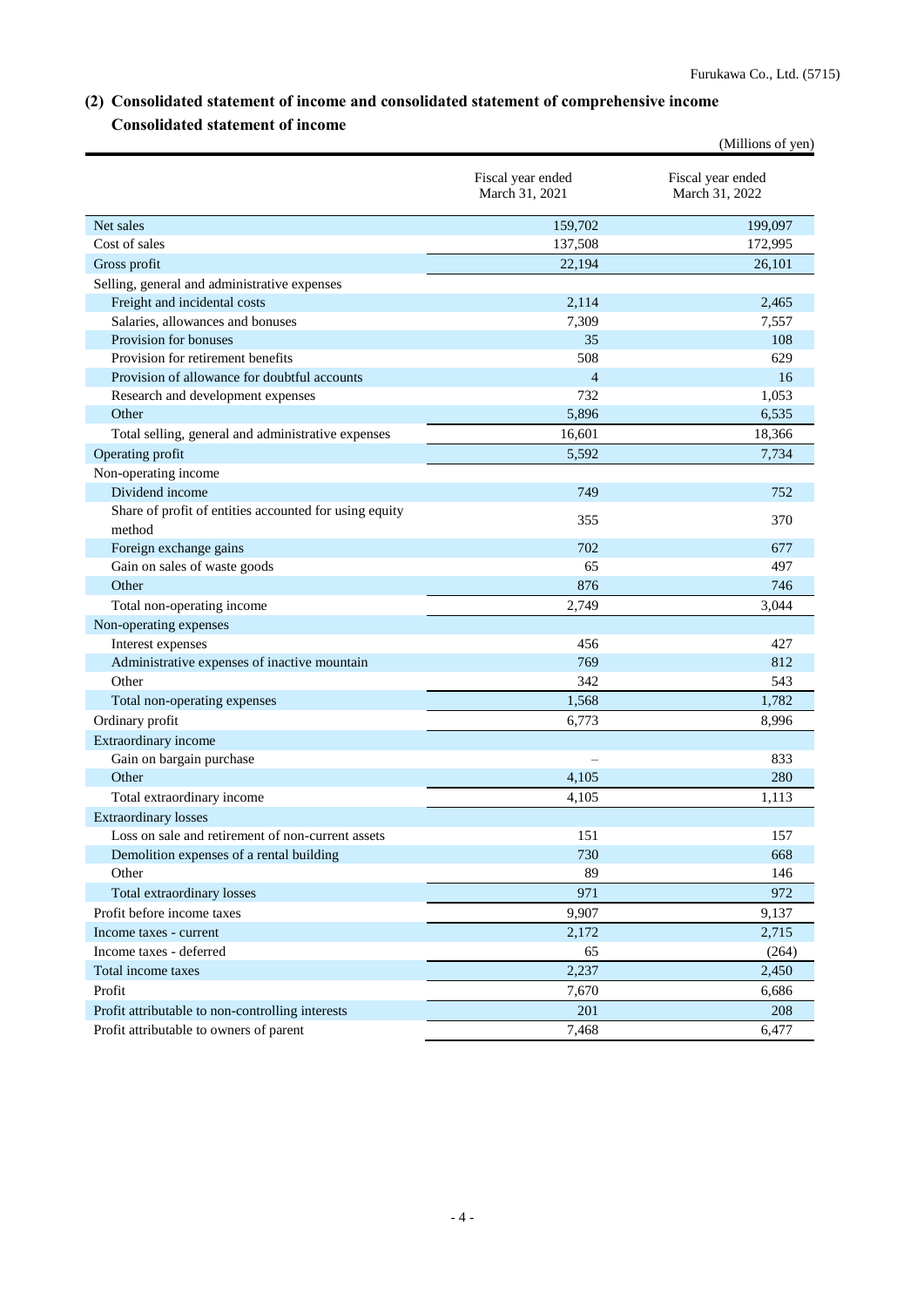## (2) Consolidated statement of income and consolidated statement of comprehensive income

### Consolidated statement of income

(Millions of yen)

| | Fiscal year ended March 31, 2021 | Fiscal year ended March 31, 2022 |
|---|---|---|
| Net sales | 159,702 | 199,097 |
| Cost of sales | 137,508 | 172,995 |
| Gross profit | 22,194 | 26,101 |
| Selling, general and administrative expenses | | |
| Freight and incidental costs | 2,114 | 2,465 |
| Salaries, allowances and bonuses | 7,309 | 7,557 |
| Provision for bonuses | 35 | 108 |
| Provision for retirement benefits | 508 | 629 |
| Provision of allowance for doubtful accounts | 4 | 16 |
| Research and development expenses | 732 | 1,053 |
| Other | 5,896 | 6,535 |
| Total selling, general and administrative expenses | 16,601 | 18,366 |
| Operating profit | 5,592 | 7,734 |
| Non-operating income | | |
| Dividend income | 749 | 752 |
| Share of profit of entities accounted for using equity method | 355 | 370 |
| Foreign exchange gains | 702 | 677 |
| Gain on sales of waste goods | 65 | 497 |
| Other | 876 | 746 |
| Total non-operating income | 2,749 | 3,044 |
| Non-operating expenses | | |
| Interest expenses | 456 | 427 |
| Administrative expenses of inactive mountain | 769 | 812 |
| Other | 342 | 543 |
| Total non-operating expenses | 1,568 | 1,782 |
| Ordinary profit | 6,773 | 8,996 |
| Extraordinary income | | |
| Gain on bargain purchase | – | 833 |
| Other | 4,105 | 280 |
| Total extraordinary income | 4,105 | 1,113 |
| Extraordinary losses | | |
| Loss on sale and retirement of non-current assets | 151 | 157 |
| Demolition expenses of a rental building | 730 | 668 |
| Other | 89 | 146 |
| Total extraordinary losses | 971 | 972 |
| Profit before income taxes | 9,907 | 9,137 |
| Income taxes - current | 2,172 | 2,715 |
| Income taxes - deferred | 65 | (264) |
| Total income taxes | 2,237 | 2,450 |
| Profit | 7,670 | 6,686 |
| Profit attributable to non-controlling interests | 201 | 208 |
| Profit attributable to owners of parent | 7,468 | 6,477 |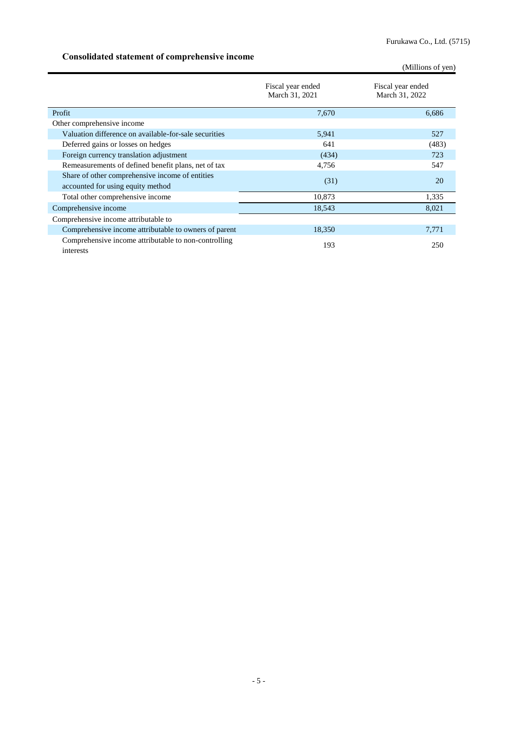## Consolidated statement of comprehensive income

(Millions of yen)

| | Fiscal year ended March 31, 2021 | Fiscal year ended March 31, 2022 |
|---|---|---|
| Profit | 7,670 | 6,686 |
| Other comprehensive income | | |
| Valuation difference on available-for-sale securities | 5,941 | 527 |
| Deferred gains or losses on hedges | 641 | (483) |
| Foreign currency translation adjustment | (434) | 723 |
| Remeasurements of defined benefit plans, net of tax | 4,756 | 547 |
| Share of other comprehensive income of entities accounted for using equity method | (31) | 20 |
| Total other comprehensive income | 10,873 | 1,335 |
| Comprehensive income | 18,543 | 8,021 |
| Comprehensive income attributable to | | |
| Comprehensive income attributable to owners of parent | 18,350 | 7,771 |
| Comprehensive income attributable to non-controlling interests | 193 | 250 |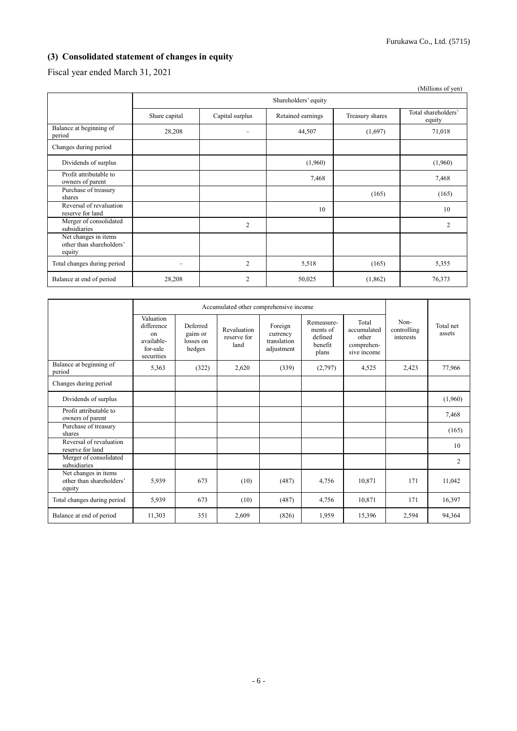## (3) Consolidated statement of changes in equity

Fiscal year ended March 31, 2021

(Millions of yen)

| | Shareholders' equity | | | | |
|---|---|---|---|---|---|
| | Share capital | Capital surplus | Retained earnings | Treasury shares | Total shareholders' equity |
| Balance at beginning of period | 28,208 | – | 44,507 | (1,697) | 71,018 |
| Changes during period | | | | | |
| Dividends of surplus | | | (1,960) | | (1,960) |
| Profit attributable to owners of parent | | | 7,468 | | 7,468 |
| Purchase of treasury shares | | | | (165) | (165) |
| Reversal of revaluation reserve for land | | | 10 | | 10 |
| Merger of consolidated subsidiaries | | 2 | | | 2 |
| Net changes in items other than shareholders' equity | | | | | |
| Total changes during period | – | 2 | 5,518 | (165) | 5,355 |
| Balance at end of period | 28,208 | 2 | 50,025 | (1,862) | 76,373 |

| | Accumulated other comprehensive income | | | | | | Non-controlling interests | Total net assets |
|---|---|---|---|---|---|---|---|---|
| | Valuation difference on available-for-sale securities | Deferred gains or losses on hedges | Revaluation reserve for land | Foreign currency translation adjustment | Remeasurements of defined benefit plans | Total accumulated other comprehensive income | | |
| Balance at beginning of period | 5,363 | (322) | 2,620 | (339) | (2,797) | 4,525 | 2,423 | 77,966 |
| Changes during period | | | | | | | | |
| Dividends of surplus | | | | | | | | (1,960) |
| Profit attributable to owners of parent | | | | | | | | 7,468 |
| Purchase of treasury shares | | | | | | | | (165) |
| Reversal of revaluation reserve for land | | | | | | | | 10 |
| Merger of consolidated subsidiaries | | | | | | | | 2 |
| Net changes in items other than shareholders' equity | 5,939 | 673 | (10) | (487) | 4,756 | 10,871 | 171 | 11,042 |
| Total changes during period | 5,939 | 673 | (10) | (487) | 4,756 | 10,871 | 171 | 16,397 |
| Balance at end of period | 11,303 | 351 | 2,609 | (826) | 1,959 | 15,396 | 2,594 | 94,364 |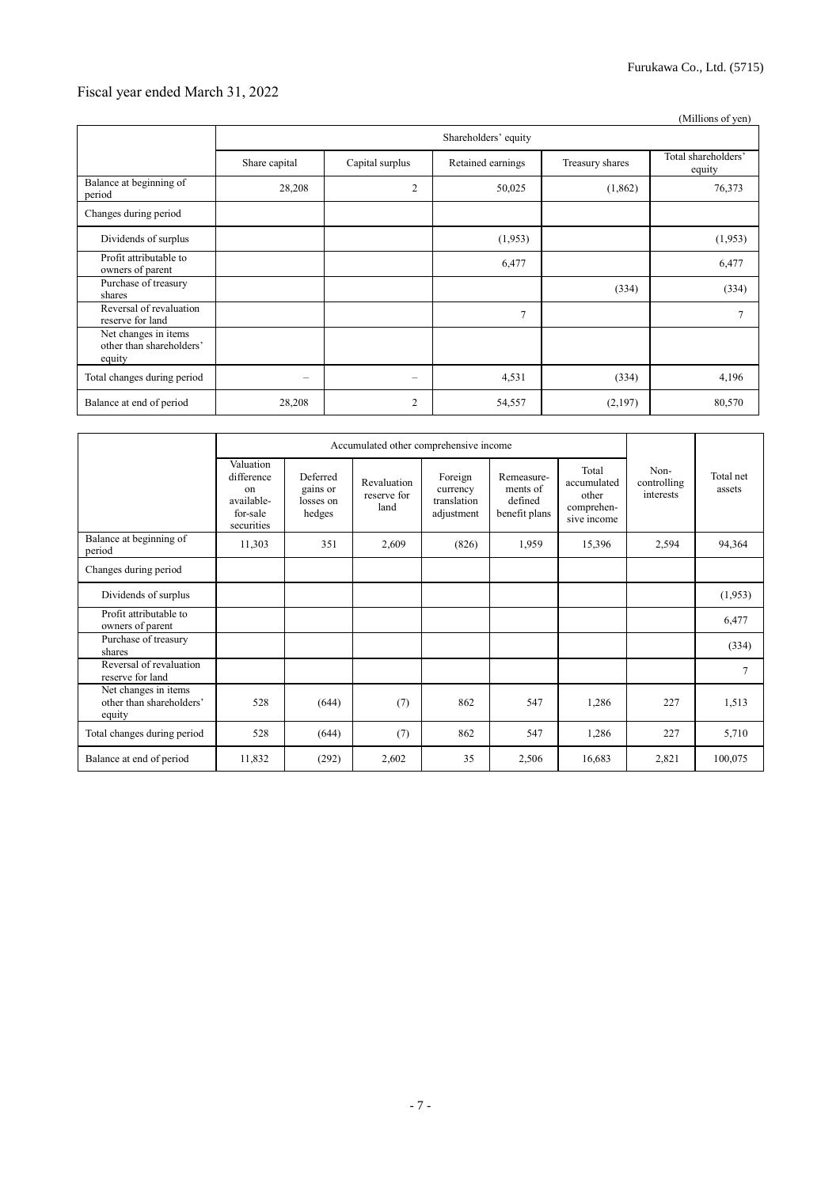## Fiscal year ended March 31, 2022

(Millions of yen)

| | Shareholders' equity | | | | |
|---|---|---|---|---|---|
| | Share capital | Capital surplus | Retained earnings | Treasury shares | Total shareholders' equity |
| Balance at beginning of period | 28,208 | 2 | 50,025 | (1,862) | 76,373 |
| Changes during period | | | | | |
| Dividends of surplus | | | (1,953) | | (1,953) |
| Profit attributable to owners of parent | | | 6,477 | | 6,477 |
| Purchase of treasury shares | | | | (334) | (334) |
| Reversal of revaluation reserve for land | | | 7 | | 7 |
| Net changes in items other than shareholders' equity | | | | | |
| Total changes during period | – | – | 4,531 | (334) | 4,196 |
| Balance at end of period | 28,208 | 2 | 54,557 | (2,197) | 80,570 |

| | Accumulated other comprehensive income | | | | | | Non-controlling interests | Total net assets |
|---|---|---|---|---|---|---|---|---|
| | Valuation difference on available-for-sale securities | Deferred gains or losses on hedges | Revaluation reserve for land | Foreign currency translation adjustment | Remeasurements of defined benefit plans | Total accumulated other comprehensive income | | |
| Balance at beginning of period | 11,303 | 351 | 2,609 | (826) | 1,959 | 15,396 | 2,594 | 94,364 |
| Changes during period | | | | | | | | |
| Dividends of surplus | | | | | | | | (1,953) |
| Profit attributable to owners of parent | | | | | | | | 6,477 |
| Purchase of treasury shares | | | | | | | | (334) |
| Reversal of revaluation reserve for land | | | | | | | | 7 |
| Net changes in items other than shareholders' equity | 528 | (644) | (7) | 862 | 547 | 1,286 | 227 | 1,513 |
| Total changes during period | 528 | (644) | (7) | 862 | 547 | 1,286 | 227 | 5,710 |
| Balance at end of period | 11,832 | (292) | 2,602 | 35 | 2,506 | 16,683 | 2,821 | 100,075 |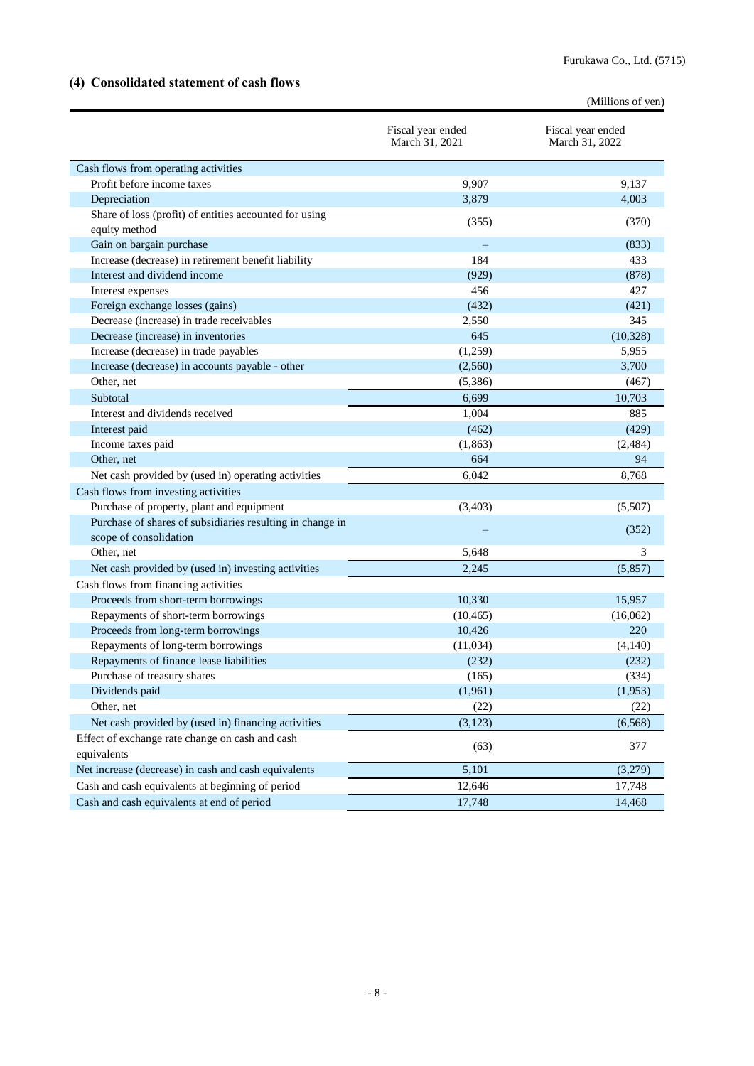## (4) Consolidated statement of cash flows

(Millions of yen)

| | Fiscal year ended March 31, 2021 | Fiscal year ended March 31, 2022 |
|---|---|---|
| Cash flows from operating activities | | |
| Profit before income taxes | 9,907 | 9,137 |
| Depreciation | 3,879 | 4,003 |
| Share of loss (profit) of entities accounted for using equity method | (355) | (370) |
| Gain on bargain purchase | – | (833) |
| Increase (decrease) in retirement benefit liability | 184 | 433 |
| Interest and dividend income | (929) | (878) |
| Interest expenses | 456 | 427 |
| Foreign exchange losses (gains) | (432) | (421) |
| Decrease (increase) in trade receivables | 2,550 | 345 |
| Decrease (increase) in inventories | 645 | (10,328) |
| Increase (decrease) in trade payables | (1,259) | 5,955 |
| Increase (decrease) in accounts payable - other | (2,560) | 3,700 |
| Other, net | (5,386) | (467) |
| Subtotal | 6,699 | 10,703 |
| Interest and dividends received | 1,004 | 885 |
| Interest paid | (462) | (429) |
| Income taxes paid | (1,863) | (2,484) |
| Other, net | 664 | 94 |
| Net cash provided by (used in) operating activities | 6,042 | 8,768 |
| Cash flows from investing activities | | |
| Purchase of property, plant and equipment | (3,403) | (5,507) |
| Purchase of shares of subsidiaries resulting in change in scope of consolidation | – | (352) |
| Other, net | 5,648 | 3 |
| Net cash provided by (used in) investing activities | 2,245 | (5,857) |
| Cash flows from financing activities | | |
| Proceeds from short-term borrowings | 10,330 | 15,957 |
| Repayments of short-term borrowings | (10,465) | (16,062) |
| Proceeds from long-term borrowings | 10,426 | 220 |
| Repayments of long-term borrowings | (11,034) | (4,140) |
| Repayments of finance lease liabilities | (232) | (232) |
| Purchase of treasury shares | (165) | (334) |
| Dividends paid | (1,961) | (1,953) |
| Other, net | (22) | (22) |
| Net cash provided by (used in) financing activities | (3,123) | (6,568) |
| Effect of exchange rate change on cash and cash equivalents | (63) | 377 |
| Net increase (decrease) in cash and cash equivalents | 5,101 | (3,279) |
| Cash and cash equivalents at beginning of period | 12,646 | 17,748 |
| Cash and cash equivalents at end of period | 17,748 | 14,468 |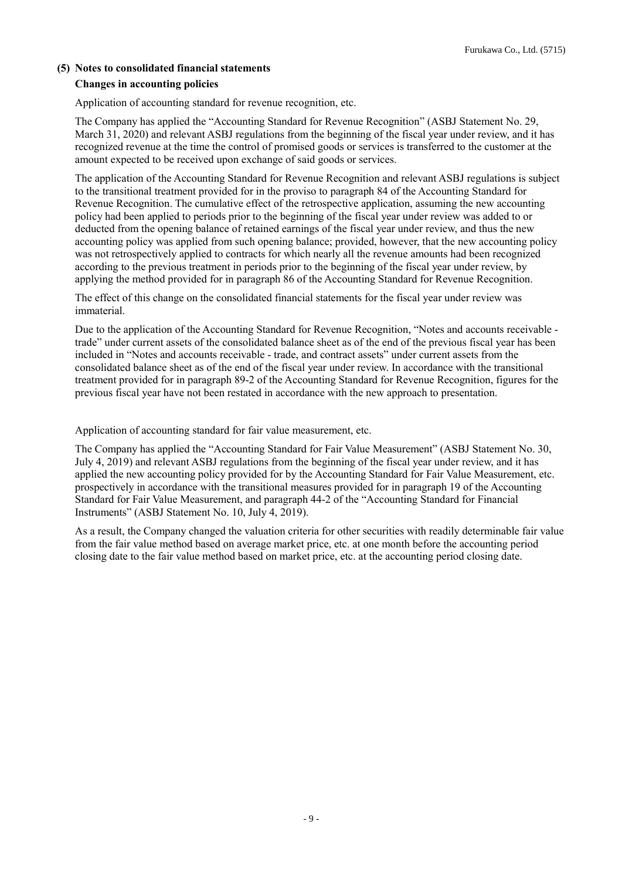## (5) Notes to consolidated financial statements

### Changes in accounting policies

Application of accounting standard for revenue recognition, etc.

The Company has applied the "Accounting Standard for Revenue Recognition" (ASBJ Statement No. 29, March 31, 2020) and relevant ASBJ regulations from the beginning of the fiscal year under review, and it has recognized revenue at the time the control of promised goods or services is transferred to the customer at the amount expected to be received upon exchange of said goods or services.

The application of the Accounting Standard for Revenue Recognition and relevant ASBJ regulations is subject to the transitional treatment provided for in the proviso to paragraph 84 of the Accounting Standard for Revenue Recognition. The cumulative effect of the retrospective application, assuming the new accounting policy had been applied to periods prior to the beginning of the fiscal year under review was added to or deducted from the opening balance of retained earnings of the fiscal year under review, and thus the new accounting policy was applied from such opening balance; provided, however, that the new accounting policy was not retrospectively applied to contracts for which nearly all the revenue amounts had been recognized according to the previous treatment in periods prior to the beginning of the fiscal year under review, by applying the method provided for in paragraph 86 of the Accounting Standard for Revenue Recognition.

The effect of this change on the consolidated financial statements for the fiscal year under review was immaterial.

Due to the application of the Accounting Standard for Revenue Recognition, "Notes and accounts receivable - trade" under current assets of the consolidated balance sheet as of the end of the previous fiscal year has been included in "Notes and accounts receivable - trade, and contract assets" under current assets from the consolidated balance sheet as of the end of the fiscal year under review. In accordance with the transitional treatment provided for in paragraph 89-2 of the Accounting Standard for Revenue Recognition, figures for the previous fiscal year have not been restated in accordance with the new approach to presentation.

Application of accounting standard for fair value measurement, etc.

The Company has applied the "Accounting Standard for Fair Value Measurement" (ASBJ Statement No. 30, July 4, 2019) and relevant ASBJ regulations from the beginning of the fiscal year under review, and it has applied the new accounting policy provided for by the Accounting Standard for Fair Value Measurement, etc. prospectively in accordance with the transitional measures provided for in paragraph 19 of the Accounting Standard for Fair Value Measurement, and paragraph 44-2 of the "Accounting Standard for Financial Instruments" (ASBJ Statement No. 10, July 4, 2019).

As a result, the Company changed the valuation criteria for other securities with readily determinable fair value from the fair value method based on average market price, etc. at one month before the accounting period closing date to the fair value method based on market price, etc. at the accounting period closing date.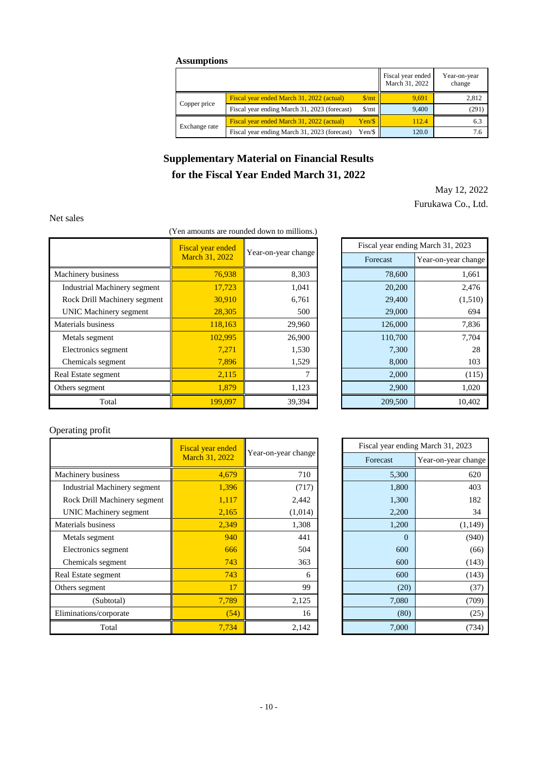### Assumptions

| | | | Fiscal year ended March 31, 2022 | Year-on-year change |
|---|---|---|---|---|
| Copper price | Fiscal year ended March 31, 2022 (actual) | $/mt | 9,691 | 2,812 |
| | Fiscal year ending March 31, 2023 (forecast) | $/mt | 9,400 | (291) |
| Exchange rate | Fiscal year ended March 31, 2022 (actual) | Yen/$ | 112.4 | 6.3 |
| | Fiscal year ending March 31, 2023 (forecast) | Yen/$ | 120.0 | 7.6 |

# Supplementary Material on Financial Results for the Fiscal Year Ended March 31, 2022

May 12, 2022

Furukawa Co., Ltd.

Net sales

(Yen amounts are rounded down to millions.)

| | Fiscal year ended March 31, 2022 | Year-on-year change | Fiscal year ending March 31, 2023 Forecast | Fiscal year ending March 31, 2023 Year-on-year change |
|---|---|---|---|---|
| Machinery business | 76,938 | 8,303 | 78,600 | 1,661 |
| Industrial Machinery segment | 17,723 | 1,041 | 20,200 | 2,476 |
| Rock Drill Machinery segment | 30,910 | 6,761 | 29,400 | (1,510) |
| UNIC Machinery segment | 28,305 | 500 | 29,000 | 694 |
| Materials business | 118,163 | 29,960 | 126,000 | 7,836 |
| Metals segment | 102,995 | 26,900 | 110,700 | 7,704 |
| Electronics segment | 7,271 | 1,530 | 7,300 | 28 |
| Chemicals segment | 7,896 | 1,529 | 8,000 | 103 |
| Real Estate segment | 2,115 | 7 | 2,000 | (115) |
| Others segment | 1,879 | 1,123 | 2,900 | 1,020 |
| Total | 199,097 | 39,394 | 209,500 | 10,402 |

Operating profit

| | Fiscal year ended March 31, 2022 | Year-on-year change | Fiscal year ending March 31, 2023 Forecast | Fiscal year ending March 31, 2023 Year-on-year change |
|---|---|---|---|---|
| Machinery business | 4,679 | 710 | 5,300 | 620 |
| Industrial Machinery segment | 1,396 | (717) | 1,800 | 403 |
| Rock Drill Machinery segment | 1,117 | 2,442 | 1,300 | 182 |
| UNIC Machinery segment | 2,165 | (1,014) | 2,200 | 34 |
| Materials business | 2,349 | 1,308 | 1,200 | (1,149) |
| Metals segment | 940 | 441 | 0 | (940) |
| Electronics segment | 666 | 504 | 600 | (66) |
| Chemicals segment | 743 | 363 | 600 | (143) |
| Real Estate segment | 743 | 6 | 600 | (143) |
| Others segment | 17 | 99 | (20) | (37) |
| (Subtotal) | 7,789 | 2,125 | 7,080 | (709) |
| Eliminations/corporate | (54) | 16 | (80) | (25) |
| Total | 7,734 | 2,142 | 7,000 | (734) |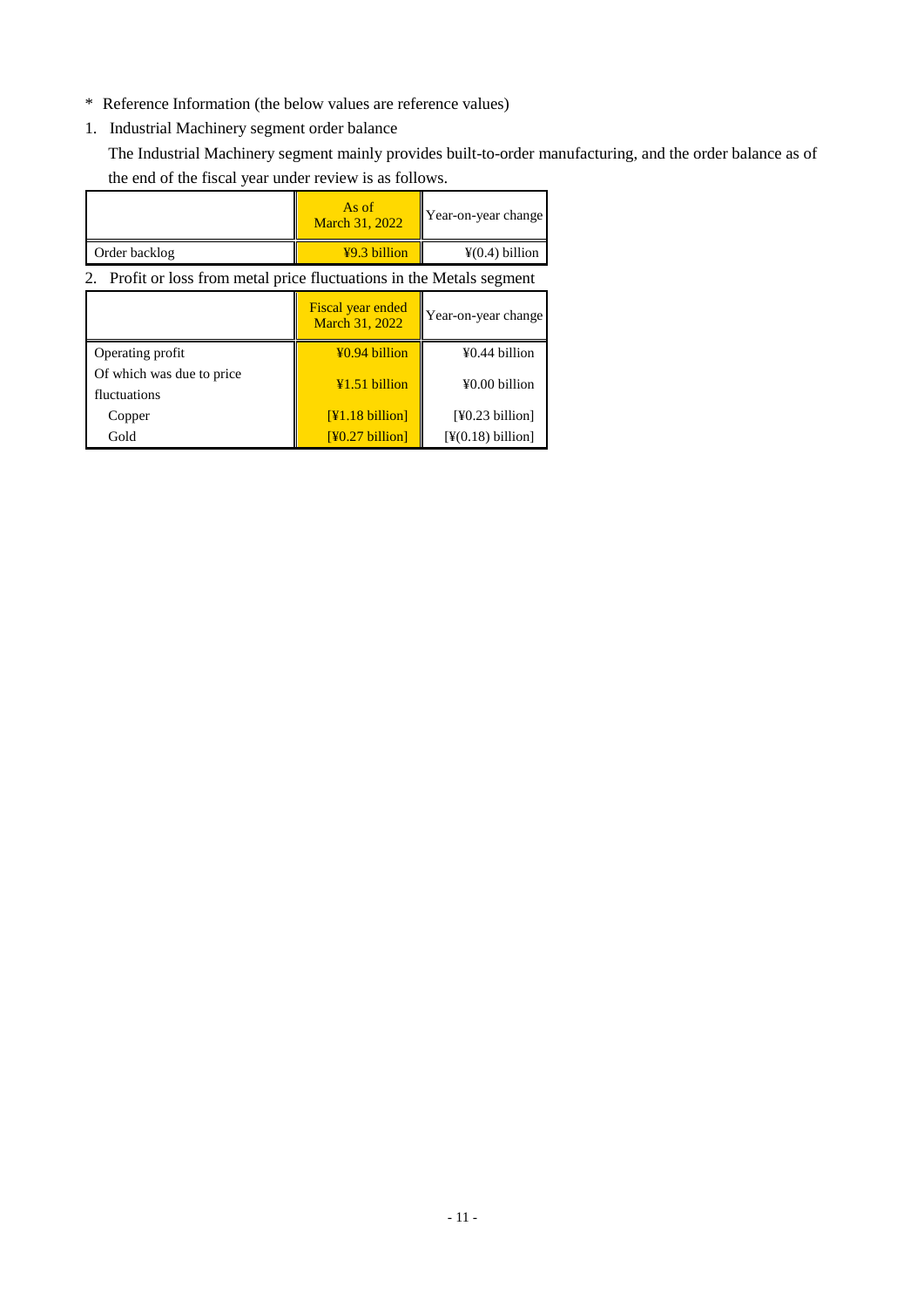\* Reference Information (the below values are reference values)

1. Industrial Machinery segment order balance

   The Industrial Machinery segment mainly provides built-to-order manufacturing, and the order balance as of the end of the fiscal year under review is as follows.

| | As of March 31, 2022 | Year-on-year change |
|---|---|---|
| Order backlog | ¥9.3 billion | ¥(0.4) billion |

2. Profit or loss from metal price fluctuations in the Metals segment

| | Fiscal year ended March 31, 2022 | Year-on-year change |
|---|---|---|
| Operating profit | ¥0.94 billion | ¥0.44 billion |
| Of which was due to price fluctuations | ¥1.51 billion | ¥0.00 billion |
| Copper | [¥1.18 billion] | [¥0.23 billion] |
| Gold | [¥0.27 billion] | [¥(0.18) billion] |